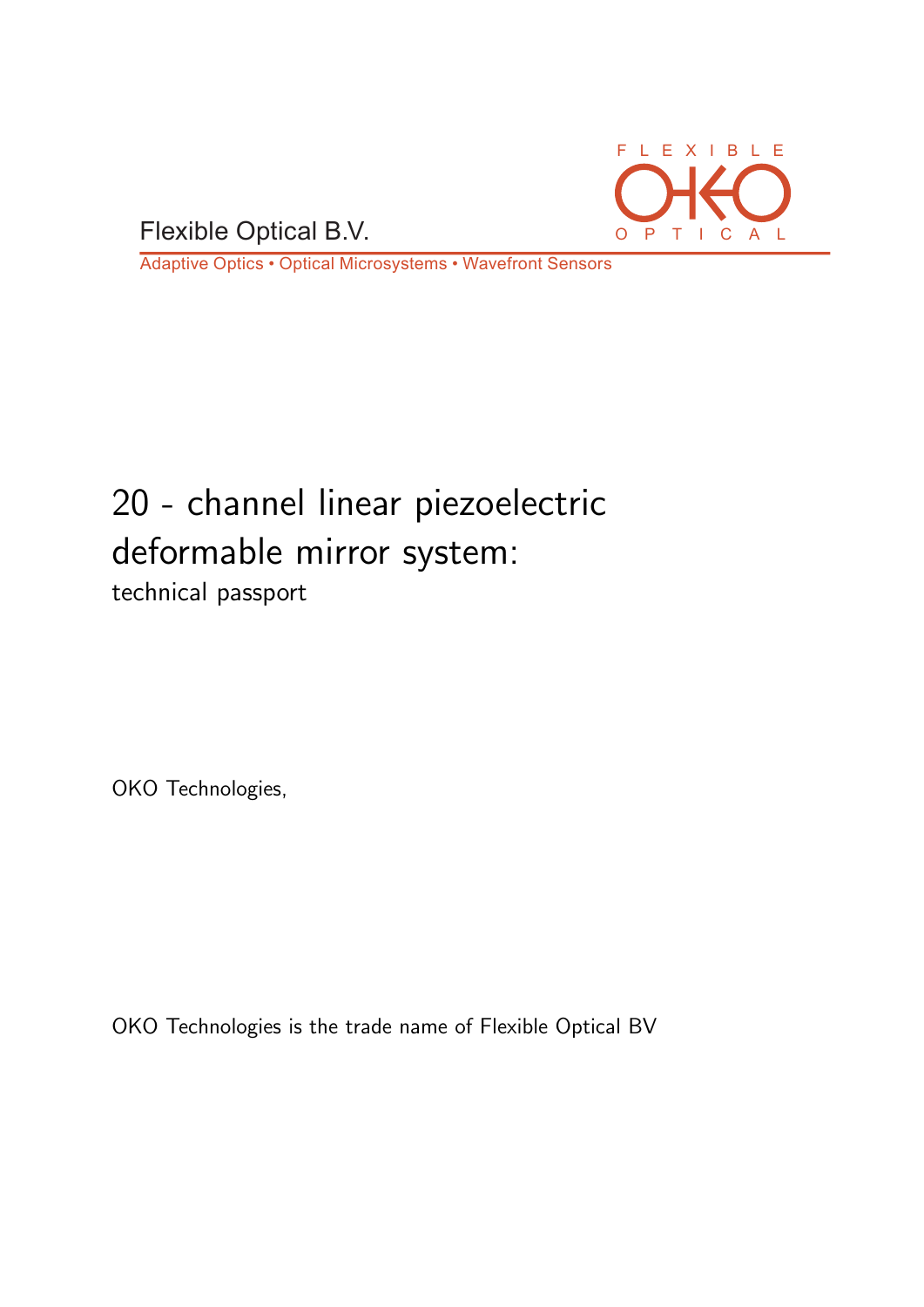Flexible Optical B.V.

Adaptive Optics • Optical Microsystems • Wavefront Sensors

# 20 - channel linear piezoelectric deformable mirror system:

technical passport

OKO Technologies,

OKO Technologies is the trade name of Flexible Optical BV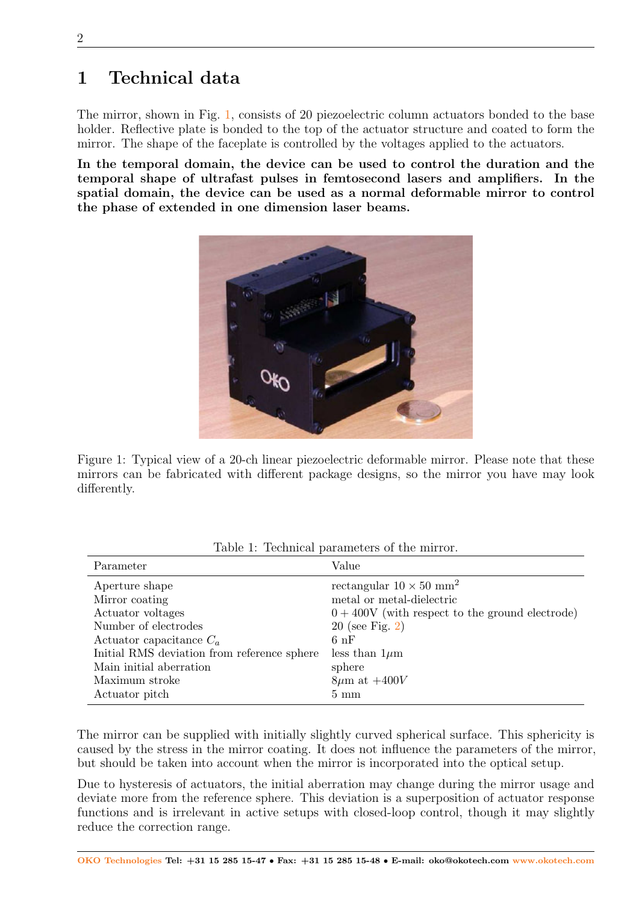# 1 Technical data

The mirror, shown in Fig. 1, consists of 20 piezoelectric column actuators bonded to the base holder. Reflective plate is bonded to the top of the actuator structure and coated to form the mirror. The shape of the faceplate is controlled by the voltages applied to the actuators.

**In the temporal domain, the device can be used to control the duration and the temporal shape of ultrafast pulses in femtosecond lasers and amplifiers. In the spatial domain, the device can be used as a normal deformable mirror to control the phase of extended in one dimension laser beams.**

Figure 1: Typical view of a 20-ch linear piezoelectric deformable mirror. Please note that these mirrors can be fabricated with different package designs, so the mirror you have may look differently.

Table 1: Technical parameters of the mirror.

| Parameter | Value |
|---|---|
| Aperture shape | rectangular $10 \times 50$ mm$^2$ |
| Mirror coating | metal or metal-dielectric |
| Actuator voltages | $0 + 400$V (with respect to the ground electrode) |
| Number of electrodes | 20 (see Fig. 2) |
| Actuator capacitance $C_a$ | 6 nF |
| Initial RMS deviation from reference sphere | less than $1\mu$m |
| Main initial aberration | sphere |
| Maximum stroke | $8\mu$m at $+400V$ |
| Actuator pitch | 5 mm |

The mirror can be supplied with initially slightly curved spherical surface. This sphericity is caused by the stress in the mirror coating. It does not influence the parameters of the mirror, but should be taken into account when the mirror is incorporated into the optical setup.

Due to hysteresis of actuators, the initial aberration may change during the mirror usage and deviate more from the reference sphere. This deviation is a superposition of actuator response functions and is irrelevant in active setups with closed-loop control, though it may slightly reduce the correction range.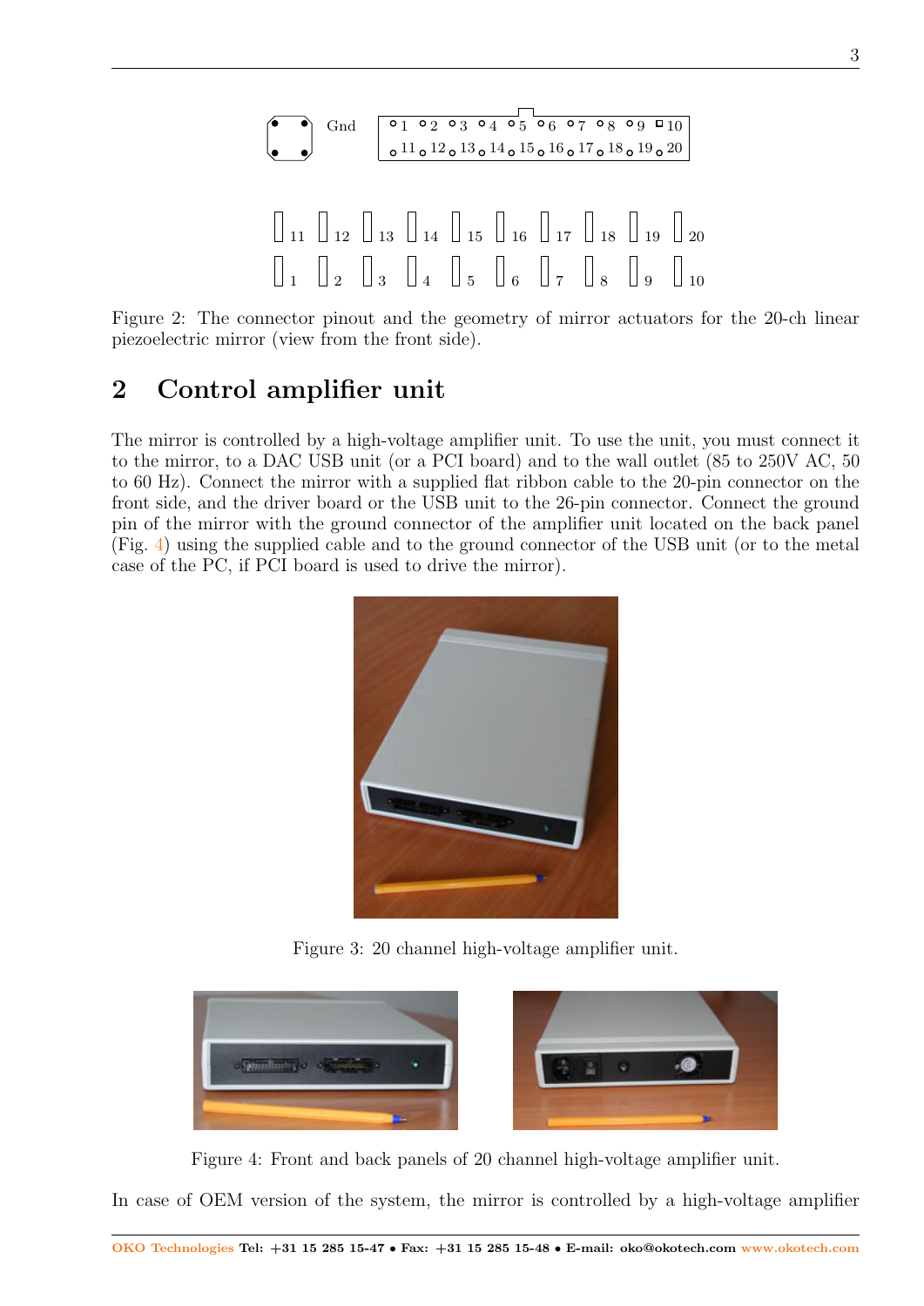Figure 2: The connector pinout and the geometry of mirror actuators for the 20-ch linear piezoelectric mirror (view from the front side).

## 2 Control amplifier unit

The mirror is controlled by a high-voltage amplifier unit. To use the unit, you must connect it to the mirror, to a DAC USB unit (or a PCI board) and to the wall outlet (85 to 250V AC, 50 to 60 Hz). Connect the mirror with a supplied flat ribbon cable to the 20-pin connector on the front side, and the driver board or the USB unit to the 26-pin connector. Connect the ground pin of the mirror with the ground connector of the amplifier unit located on the back panel (Fig. 4) using the supplied cable and to the ground connector of the USB unit (or to the metal case of the PC, if PCI board is used to drive the mirror).

Figure 3: 20 channel high-voltage amplifier unit.

Figure 4: Front and back panels of 20 channel high-voltage amplifier unit.

In case of OEM version of the system, the mirror is controlled by a high-voltage amplifier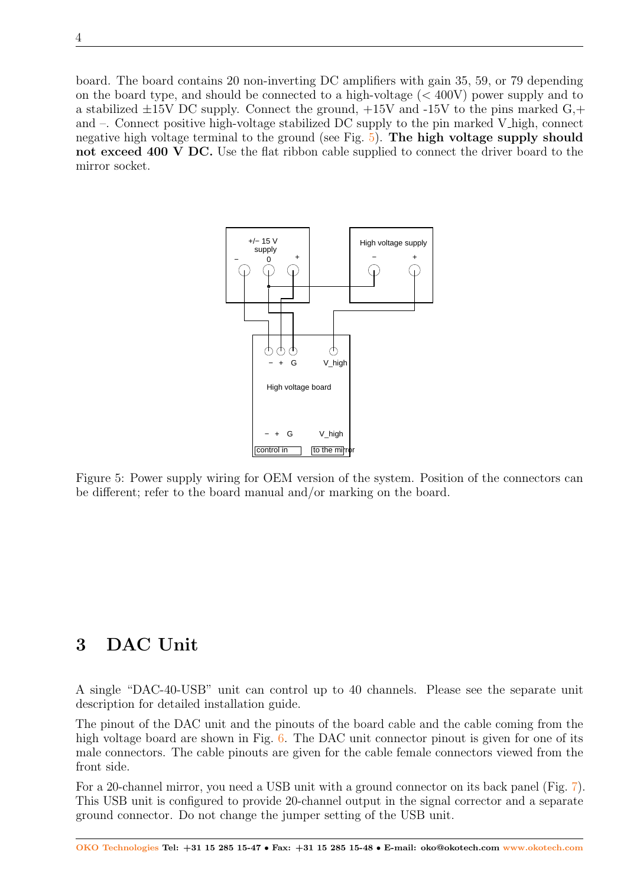board. The board contains 20 non-inverting DC amplifiers with gain 35, 59, or 79 depending on the board type, and should be connected to a high-voltage (< 400V) power supply and to a stabilized ±15V DC supply. Connect the ground, +15V and -15V to the pins marked G,+ and –. Connect positive high-voltage stabilized DC supply to the pin marked V_high, connect negative high voltage terminal to the ground (see Fig. 5). **The high voltage supply should not exceed 400 V DC.** Use the flat ribbon cable supplied to connect the driver board to the mirror socket.

Figure 5: Power supply wiring for OEM version of the system. Position of the connectors can be different; refer to the board manual and/or marking on the board.

# 3 DAC Unit

A single "DAC-40-USB" unit can control up to 40 channels. Please see the separate unit description for detailed installation guide.

The pinout of the DAC unit and the pinouts of the board cable and the cable coming from the high voltage board are shown in Fig. 6. The DAC unit connector pinout is given for one of its male connectors. The cable pinouts are given for the cable female connectors viewed from the front side.

For a 20-channel mirror, you need a USB unit with a ground connector on its back panel (Fig. 7). This USB unit is configured to provide 20-channel output in the signal corrector and a separate ground connector. Do not change the jumper setting of the USB unit.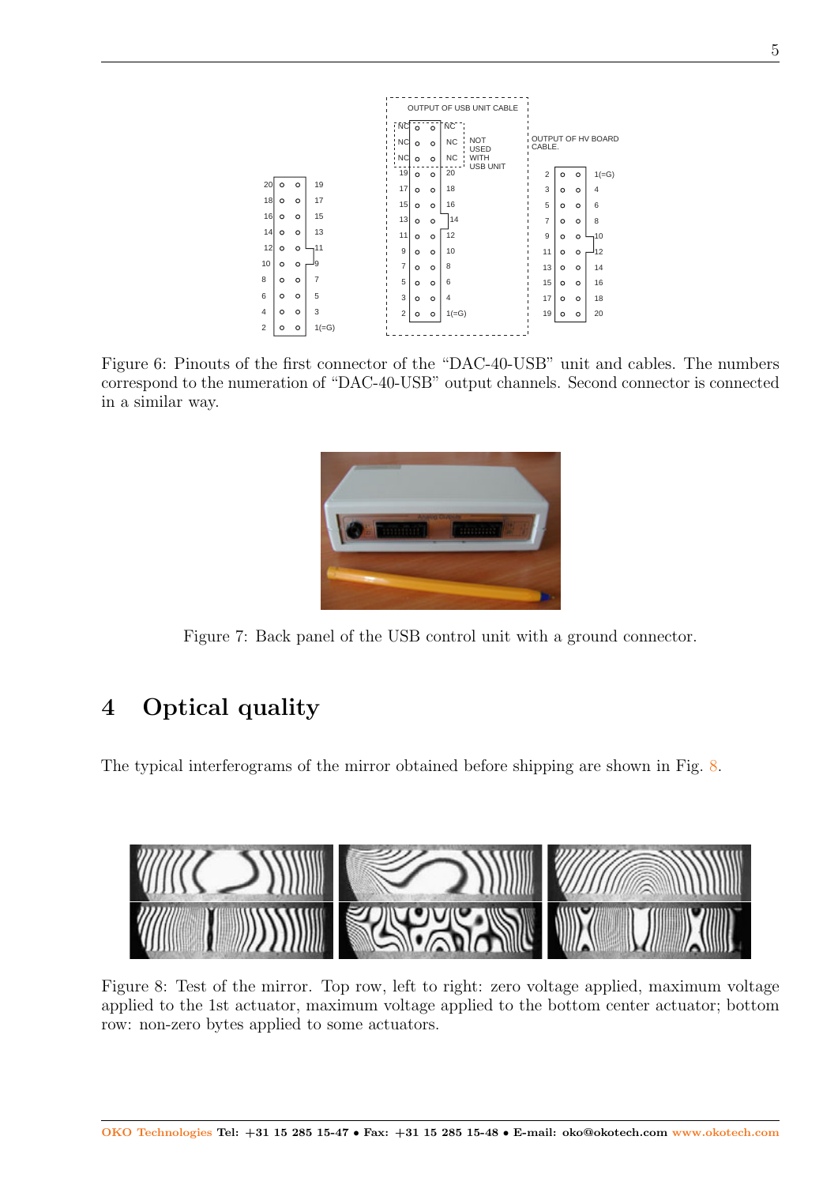Figure 6: Pinouts of the first connector of the "DAC-40-USB" unit and cables. The numbers correspond to the numeration of "DAC-40-USB" output channels. Second connector is connected in a similar way.

Figure 7: Back panel of the USB control unit with a ground connector.

# 4 Optical quality

The typical interferograms of the mirror obtained before shipping are shown in Fig. 8.

Figure 8: Test of the mirror. Top row, left to right: zero voltage applied, maximum voltage applied to the 1st actuator, maximum voltage applied to the bottom center actuator; bottom row: non-zero bytes applied to some actuators.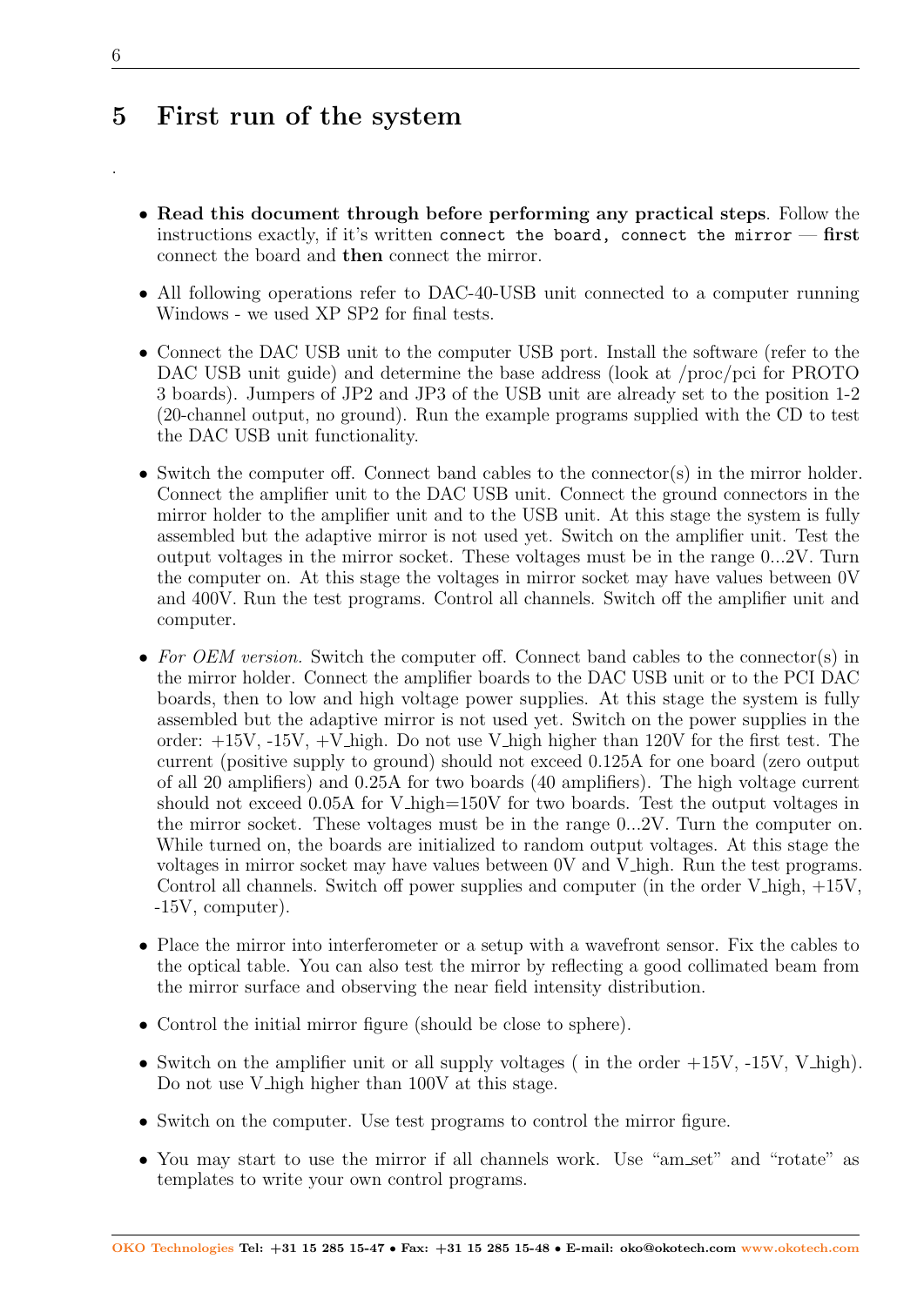# 5 First run of the system

.

- **Read this document through before performing any practical steps**. Follow the instructions exactly, if it's written `connect the board, connect the mirror` — **first** connect the board and **then** connect the mirror.

- All following operations refer to DAC-40-USB unit connected to a computer running Windows - we used XP SP2 for final tests.

- Connect the DAC USB unit to the computer USB port. Install the software (refer to the DAC USB unit guide) and determine the base address (look at /proc/pci for PROTO 3 boards). Jumpers of JP2 and JP3 of the USB unit are already set to the position 1-2 (20-channel output, no ground). Run the example programs supplied with the CD to test the DAC USB unit functionality.

- Switch the computer off. Connect band cables to the connector(s) in the mirror holder. Connect the amplifier unit to the DAC USB unit. Connect the ground connectors in the mirror holder to the amplifier unit and to the USB unit. At this stage the system is fully assembled but the adaptive mirror is not used yet. Switch on the amplifier unit. Test the output voltages in the mirror socket. These voltages must be in the range 0...2V. Turn the computer on. At this stage the voltages in mirror socket may have values between 0V and 400V. Run the test programs. Control all channels. Switch off the amplifier unit and computer.

- *For OEM version.* Switch the computer off. Connect band cables to the connector(s) in the mirror holder. Connect the amplifier boards to the DAC USB unit or to the PCI DAC boards, then to low and high voltage power supplies. At this stage the system is fully assembled but the adaptive mirror is not used yet. Switch on the power supplies in the order: +15V, -15V, +V_high. Do not use V_high higher than 120V for the first test. The current (positive supply to ground) should not exceed 0.125A for one board (zero output of all 20 amplifiers) and 0.25A for two boards (40 amplifiers). The high voltage current should not exceed 0.05A for V_high=150V for two boards. Test the output voltages in the mirror socket. These voltages must be in the range 0...2V. Turn the computer on. While turned on, the boards are initialized to random output voltages. At this stage the voltages in mirror socket may have values between 0V and V_high. Run the test programs. Control all channels. Switch off power supplies and computer (in the order V_high, +15V, -15V, computer).

- Place the mirror into interferometer or a setup with a wavefront sensor. Fix the cables to the optical table. You can also test the mirror by reflecting a good collimated beam from the mirror surface and observing the near field intensity distribution.

- Control the initial mirror figure (should be close to sphere).

- Switch on the amplifier unit or all supply voltages ( in the order +15V, -15V, V_high). Do not use V_high higher than 100V at this stage.

- Switch on the computer. Use test programs to control the mirror figure.

- You may start to use the mirror if all channels work. Use "am_set" and "rotate" as templates to write your own control programs.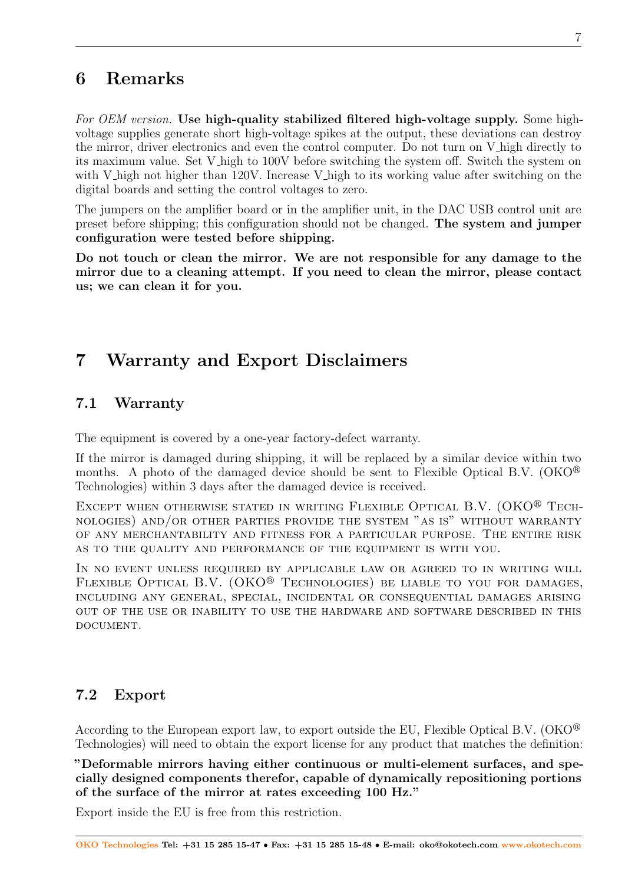# 6 Remarks

*For OEM version.* **Use high-quality stabilized filtered high-voltage supply.** Some high-voltage supplies generate short high-voltage spikes at the output, these deviations can destroy the mirror, driver electronics and even the control computer. Do not turn on V_high directly to its maximum value. Set V_high to 100V before switching the system off. Switch the system on with V_high not higher than 120V. Increase V_high to its working value after switching on the digital boards and setting the control voltages to zero.

The jumpers on the amplifier board or in the amplifier unit, in the DAC USB control unit are preset before shipping; this configuration should not be changed. **The system and jumper configuration were tested before shipping.**

**Do not touch or clean the mirror. We are not responsible for any damage to the mirror due to a cleaning attempt. If you need to clean the mirror, please contact us; we can clean it for you.**

# 7 Warranty and Export Disclaimers

## 7.1 Warranty

The equipment is covered by a one-year factory-defect warranty.

If the mirror is damaged during shipping, it will be replaced by a similar device within two months. A photo of the damaged device should be sent to Flexible Optical B.V. (OKO® Technologies) within 3 days after the damaged device is received.

EXCEPT WHEN OTHERWISE STATED IN WRITING FLEXIBLE OPTICAL B.V. (OKO® TECHNOLOGIES) AND/OR OTHER PARTIES PROVIDE THE SYSTEM "AS IS" WITHOUT WARRANTY OF ANY MERCHANTABILITY AND FITNESS FOR A PARTICULAR PURPOSE. THE ENTIRE RISK AS TO THE QUALITY AND PERFORMANCE OF THE EQUIPMENT IS WITH YOU.

IN NO EVENT UNLESS REQUIRED BY APPLICABLE LAW OR AGREED TO IN WRITING WILL FLEXIBLE OPTICAL B.V. (OKO® TECHNOLOGIES) BE LIABLE TO YOU FOR DAMAGES, INCLUDING ANY GENERAL, SPECIAL, INCIDENTAL OR CONSEQUENTIAL DAMAGES ARISING OUT OF THE USE OR INABILITY TO USE THE HARDWARE AND SOFTWARE DESCRIBED IN THIS DOCUMENT.

## 7.2 Export

According to the European export law, to export outside the EU, Flexible Optical B.V. (OKO® Technologies) will need to obtain the export license for any product that matches the definition:

**"Deformable mirrors having either continuous or multi-element surfaces, and specially designed components therefor, capable of dynamically repositioning portions of the surface of the mirror at rates exceeding 100 Hz."**

Export inside the EU is free from this restriction.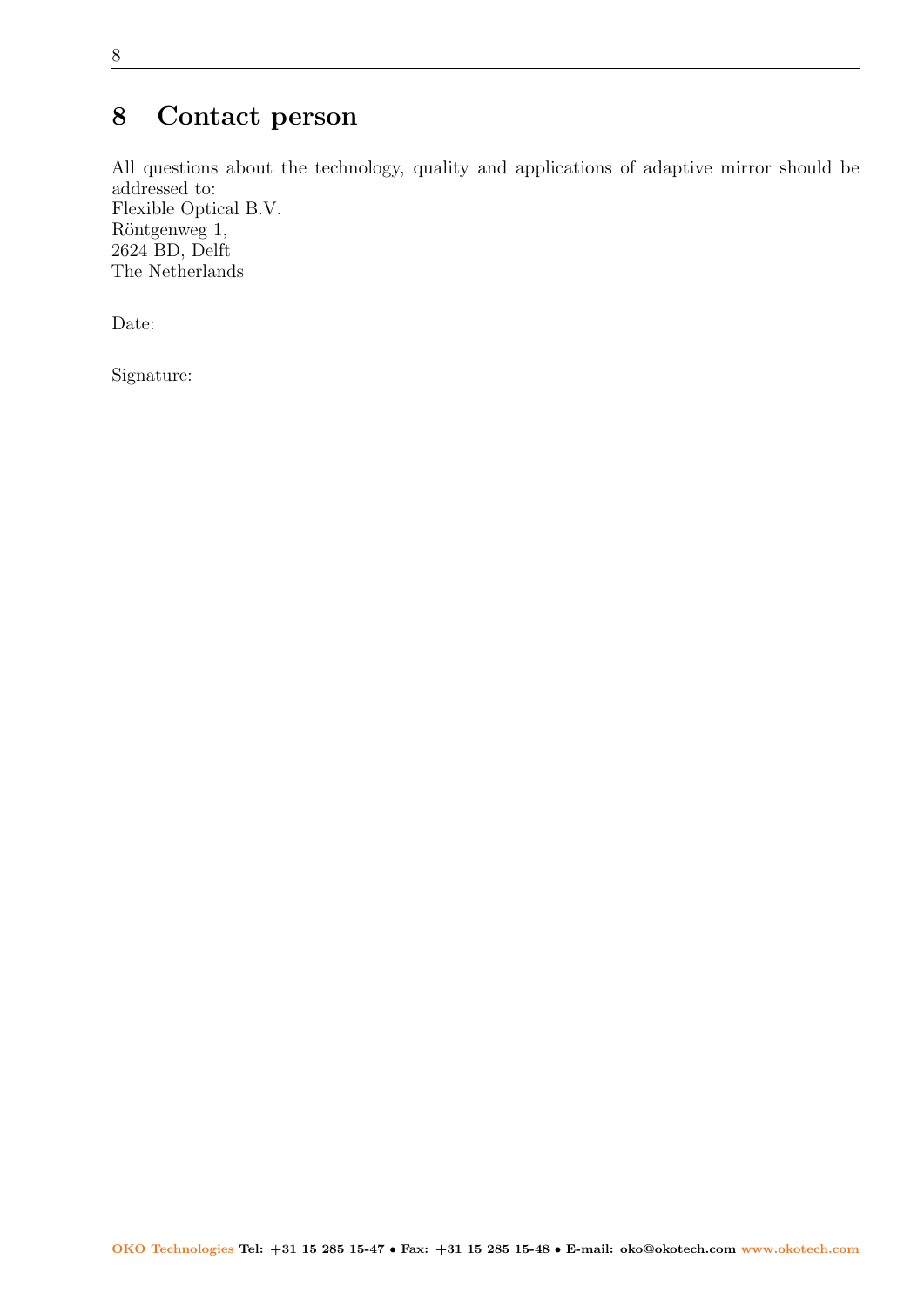# 8 Contact person

All questions about the technology, quality and applications of adaptive mirror should be addressed to:
Flexible Optical B.V.
Röntgenweg 1,
2624 BD, Delft
The Netherlands

Date:

Signature: